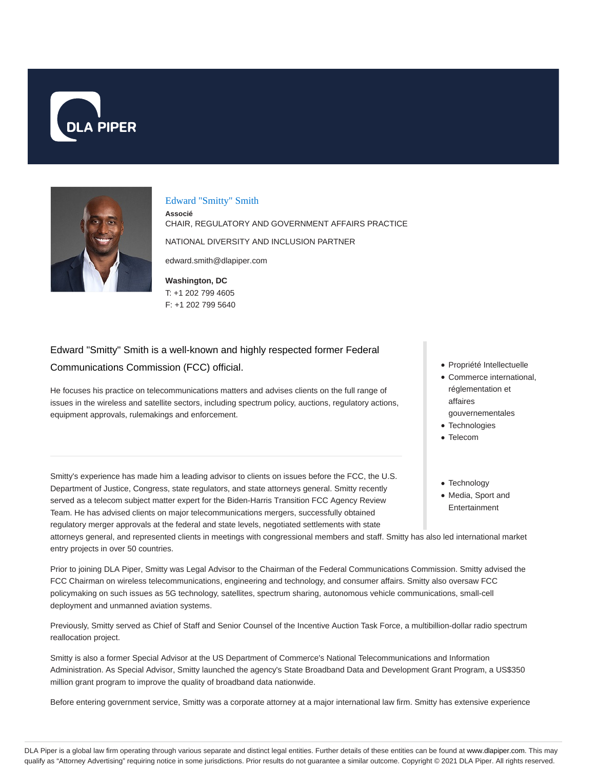DLA PIPER

## Edward "Smitty" Smith

**Associé**

CHAIR, REGULATORY AND GOVERNMENT AFFAIRS PRACTICE

NATIONAL DIVERSITY AND INCLUSION PARTNER

edward.smith@dlapiper.com

**Washington, DC**

T: +1 202 799 4605

F: +1 202 799 5640

Edward "Smitty" Smith is a well-known and highly respected former Federal Communications Commission (FCC) official.

He focuses his practice on telecommunications matters and advises clients on the full range of issues in the wireless and satellite sectors, including spectrum policy, auctions, regulatory actions, equipment approvals, rulemakings and enforcement.

- Propriété Intellectuelle
- Commerce international, réglementation et affaires gouvernementales
- Technologies
- Telecom

- Technology
- Media, Sport and Entertainment

Smitty's experience has made him a leading advisor to clients on issues before the FCC, the U.S. Department of Justice, Congress, state regulators, and state attorneys general. Smitty recently served as a telecom subject matter expert for the Biden-Harris Transition FCC Agency Review Team. He has advised clients on major telecommunications mergers, successfully obtained regulatory merger approvals at the federal and state levels, negotiated settlements with state attorneys general, and represented clients in meetings with congressional members and staff. Smitty has also led international market entry projects in over 50 countries.

Prior to joining DLA Piper, Smitty was Legal Advisor to the Chairman of the Federal Communications Commission. Smitty advised the FCC Chairman on wireless telecommunications, engineering and technology, and consumer affairs. Smitty also oversaw FCC policymaking on such issues as 5G technology, satellites, spectrum sharing, autonomous vehicle communications, small-cell deployment and unmanned aviation systems.

Previously, Smitty served as Chief of Staff and Senior Counsel of the Incentive Auction Task Force, a multibillion-dollar radio spectrum reallocation project.

Smitty is also a former Special Advisor at the US Department of Commerce's National Telecommunications and Information Administration. As Special Advisor, Smitty launched the agency's State Broadband Data and Development Grant Program, a US$350 million grant program to improve the quality of broadband data nationwide.

Before entering government service, Smitty was a corporate attorney at a major international law firm. Smitty has extensive experience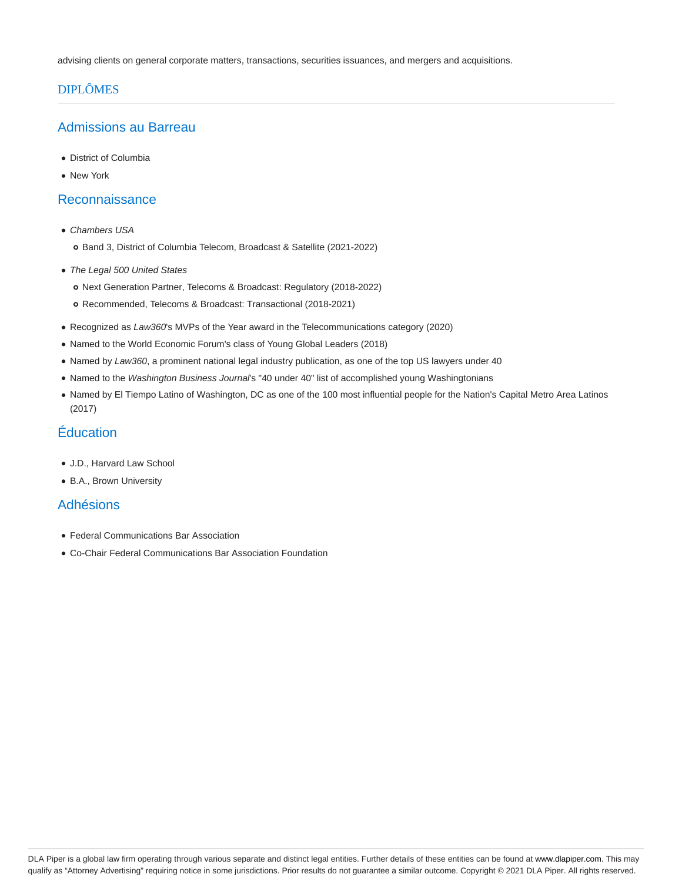advising clients on general corporate matters, transactions, securities issuances, and mergers and acquisitions.

## DIPLÔMES

### Admissions au Barreau

- District of Columbia
- New York

### Reconnaissance

- *Chambers USA*
  - Band 3, District of Columbia Telecom, Broadcast & Satellite (2021-2022)
- *The Legal 500 United States*
  - Next Generation Partner, Telecoms & Broadcast: Regulatory (2018-2022)
  - Recommended, Telecoms & Broadcast: Transactional (2018-2021)
- Recognized as *Law360*'s MVPs of the Year award in the Telecommunications category (2020)
- Named to the World Economic Forum's class of Young Global Leaders (2018)
- Named by *Law360*, a prominent national legal industry publication, as one of the top US lawyers under 40
- Named to the *Washington Business Journal*'s "40 under 40" list of accomplished young Washingtonians
- Named by El Tiempo Latino of Washington, DC as one of the 100 most influential people for the Nation's Capital Metro Area Latinos (2017)

### Éducation

- J.D., Harvard Law School
- B.A., Brown University

### Adhésions

- Federal Communications Bar Association
- Co-Chair Federal Communications Bar Association Foundation

DLA Piper is a global law firm operating through various separate and distinct legal entities. Further details of these entities can be found at www.dlapiper.com. This may qualify as "Attorney Advertising" requiring notice in some jurisdictions. Prior results do not guarantee a similar outcome. Copyright © 2021 DLA Piper. All rights reserved.